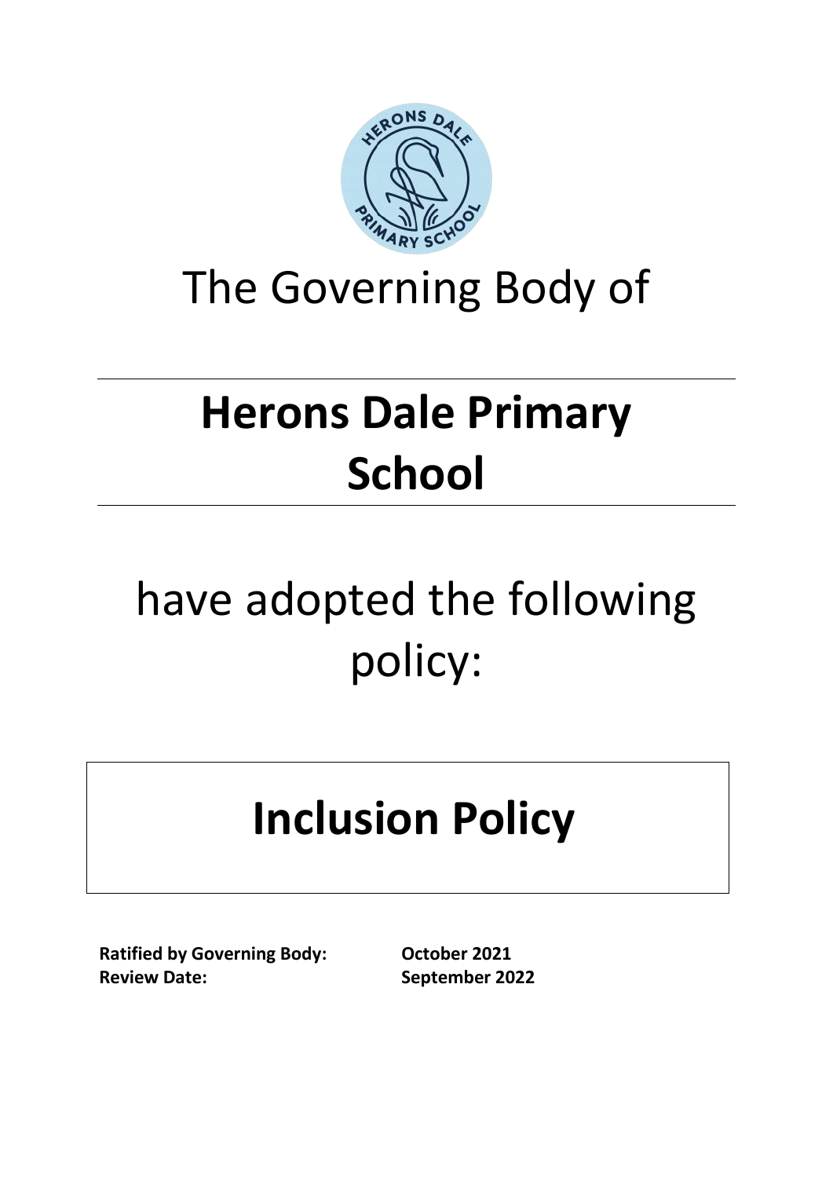The Governing Body of

# Herons Dale Primary School

have adopted the following policy:

# Inclusion Policy

**Ratified by Governing Body:** **October 2021**
**Review Date:** **September 2022**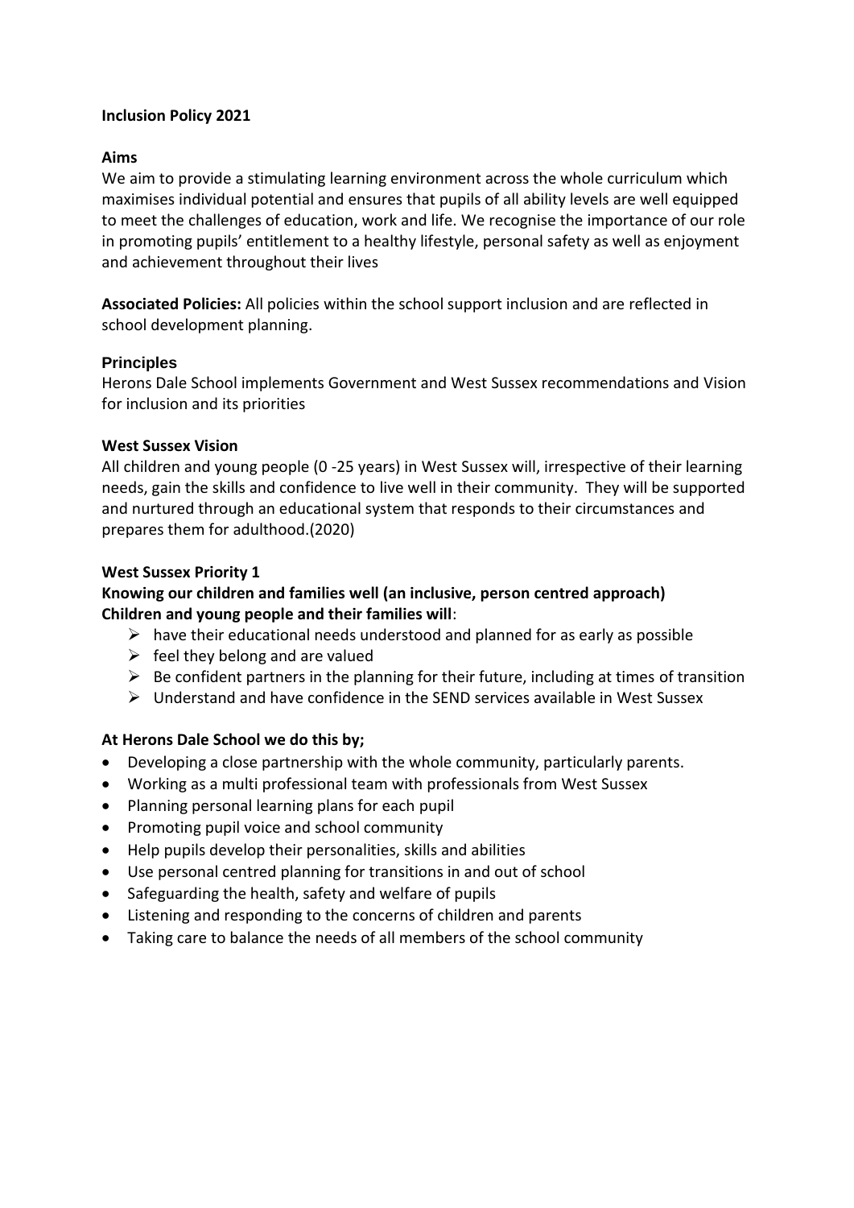**Inclusion Policy 2021**

**Aims**

We aim to provide a stimulating learning environment across the whole curriculum which maximises individual potential and ensures that pupils of all ability levels are well equipped to meet the challenges of education, work and life. We recognise the importance of our role in promoting pupils' entitlement to a healthy lifestyle, personal safety as well as enjoyment and achievement throughout their lives

**Associated Policies:** All policies within the school support inclusion and are reflected in school development planning.

**Principles**

Herons Dale School implements Government and West Sussex recommendations and Vision for inclusion and its priorities

**West Sussex Vision**

All children and young people (0 -25 years) in West Sussex will, irrespective of their learning needs, gain the skills and confidence to live well in their community. They will be supported and nurtured through an educational system that responds to their circumstances and prepares them for adulthood.(2020)

**West Sussex Priority 1**

**Knowing our children and families well (an inclusive, person centred approach)**
**Children and young people and their families will**:

- have their educational needs understood and planned for as early as possible
- feel they belong and are valued
- Be confident partners in the planning for their future, including at times of transition
- Understand and have confidence in the SEND services available in West Sussex

**At Herons Dale School we do this by;**

- Developing a close partnership with the whole community, particularly parents.
- Working as a multi professional team with professionals from West Sussex
- Planning personal learning plans for each pupil
- Promoting pupil voice and school community
- Help pupils develop their personalities, skills and abilities
- Use personal centred planning for transitions in and out of school
- Safeguarding the health, safety and welfare of pupils
- Listening and responding to the concerns of children and parents
- Taking care to balance the needs of all members of the school community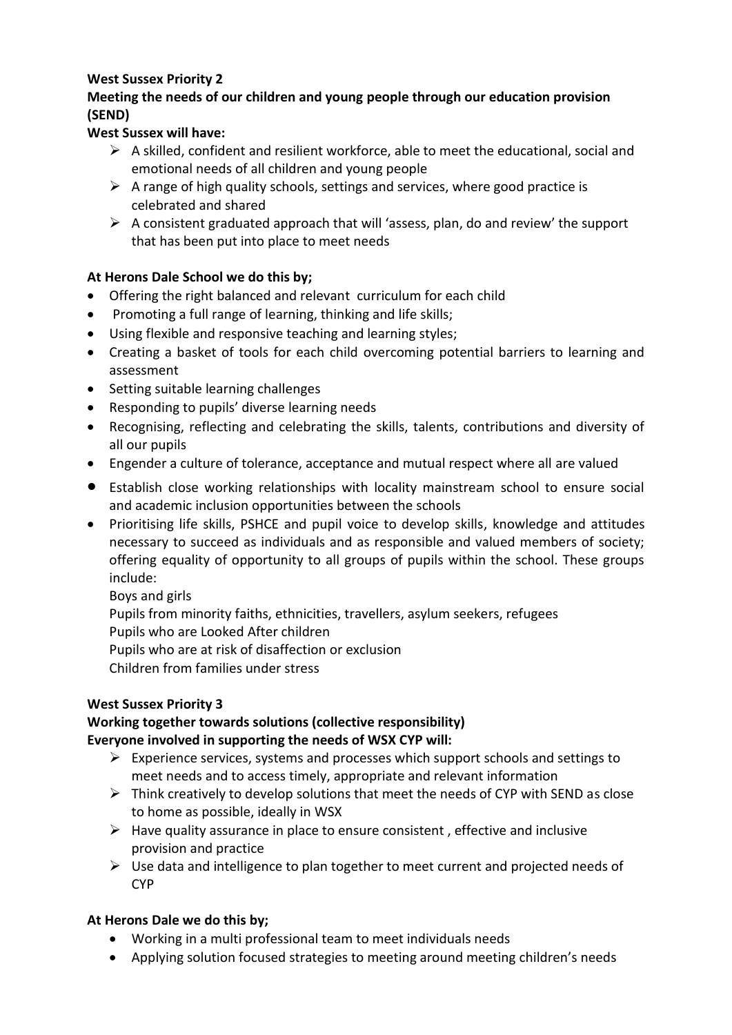**West Sussex Priority 2**

**Meeting the needs of our children and young people through our education provision (SEND)**

**West Sussex will have:**

- A skilled, confident and resilient workforce, able to meet the educational, social and emotional needs of all children and young people
- A range of high quality schools, settings and services, where good practice is celebrated and shared
- A consistent graduated approach that will 'assess, plan, do and review' the support that has been put into place to meet needs

**At Herons Dale School we do this by;**

- Offering the right balanced and relevant curriculum for each child
- Promoting a full range of learning, thinking and life skills;
- Using flexible and responsive teaching and learning styles;
- Creating a basket of tools for each child overcoming potential barriers to learning and assessment
- Setting suitable learning challenges
- Responding to pupils' diverse learning needs
- Recognising, reflecting and celebrating the skills, talents, contributions and diversity of all our pupils
- Engender a culture of tolerance, acceptance and mutual respect where all are valued
- Establish close working relationships with locality mainstream school to ensure social and academic inclusion opportunities between the schools
- Prioritising life skills, PSHCE and pupil voice to develop skills, knowledge and attitudes necessary to succeed as individuals and as responsible and valued members of society; offering equality of opportunity to all groups of pupils within the school. These groups include:

  Boys and girls

  Pupils from minority faiths, ethnicities, travellers, asylum seekers, refugees

  Pupils who are Looked After children

  Pupils who are at risk of disaffection or exclusion

  Children from families under stress

**West Sussex Priority 3**

**Working together towards solutions (collective responsibility)**

**Everyone involved in supporting the needs of WSX CYP will:**

- Experience services, systems and processes which support schools and settings to meet needs and to access timely, appropriate and relevant information
- Think creatively to develop solutions that meet the needs of CYP with SEND as close to home as possible, ideally in WSX
- Have quality assurance in place to ensure consistent , effective and inclusive provision and practice
- Use data and intelligence to plan together to meet current and projected needs of CYP

**At Herons Dale we do this by;**

- Working in a multi professional team to meet individuals needs
- Applying solution focused strategies to meeting around meeting children's needs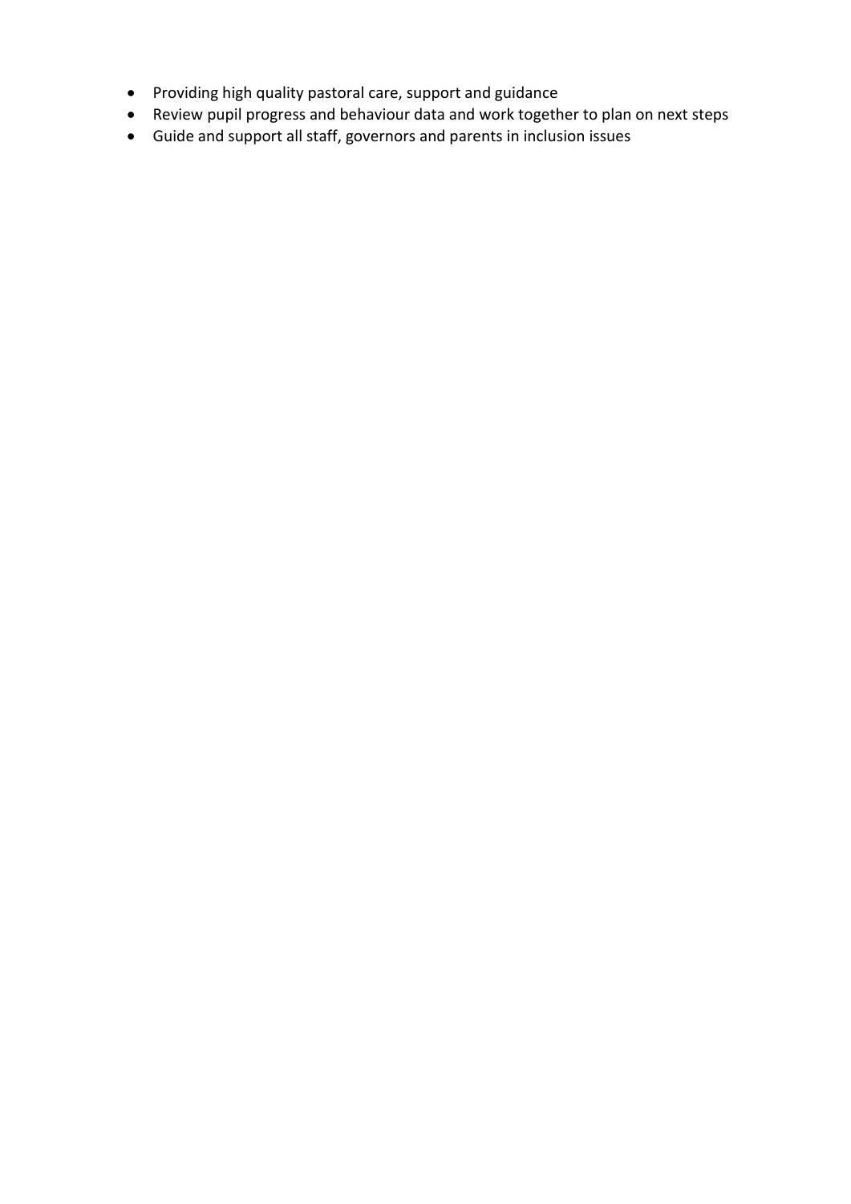- Providing high quality pastoral care, support and guidance
- Review pupil progress and behaviour data and work together to plan on next steps
- Guide and support all staff, governors and parents in inclusion issues